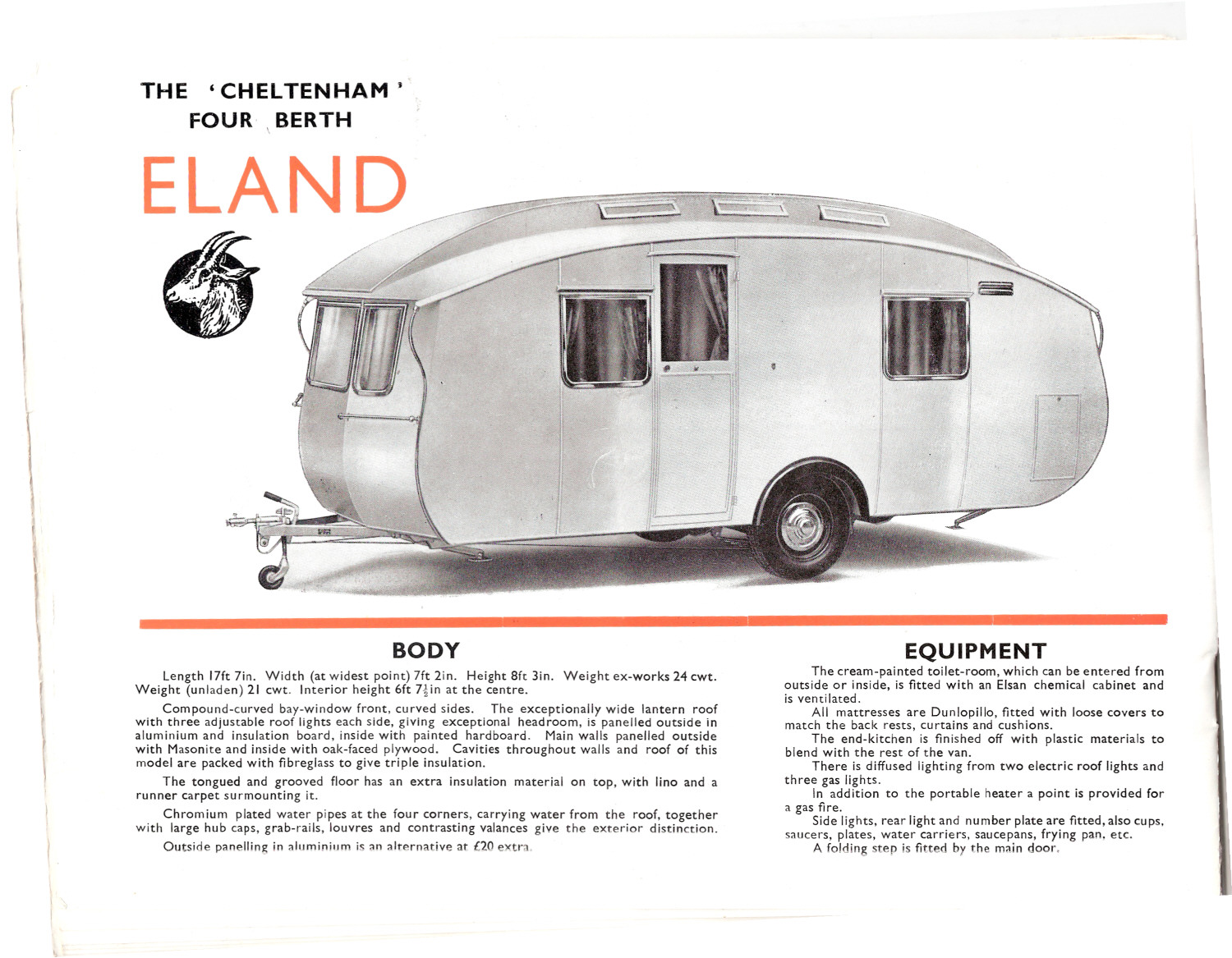# THE 'CHELTENHAM' FOUR BERTH

# ELAND

## BODY

Length 17ft 7in. Width (at widest point) 7ft 2in. Height 8ft 3in. Weight ex-works 24 cwt. Weight (unladen) 21 cwt. Interior height 6ft 7½in at the centre.

Compound-curved bay-window front, curved sides. The exceptionally wide lantern roof with three adjustable roof lights each side, giving exceptional headroom, is panelled outside in aluminium and insulation board, inside with painted hardboard. Main walls panelled outside with Masonite and inside with oak-faced plywood. Cavities throughout walls and roof of this model are packed with fibreglass to give triple insulation.

The tongued and grooved floor has an extra insulation material on top, with lino and a runner carpet surmounting it.

Chromium plated water pipes at the four corners, carrying water from the roof, together with large hub caps, grab-rails, louvres and contrasting valances give the exterior distinction.

Outside panelling in aluminium is an alternative at £20 extra.

## EQUIPMENT

The cream-painted toilet-room, which can be entered from outside or inside, is fitted with an Elsan chemical cabinet and is ventilated.

All mattresses are Dunlopillo, fitted with loose covers to match the back rests, curtains and cushions.

The end-kitchen is finished off with plastic materials to blend with the rest of the van.

There is diffused lighting from two electric roof lights and three gas lights.

In addition to the portable heater a point is provided for a gas fire.

Side lights, rear light and number plate are fitted, also cups, saucers, plates, water carriers, saucepans, frying pan, etc.

A folding step is fitted by the main door.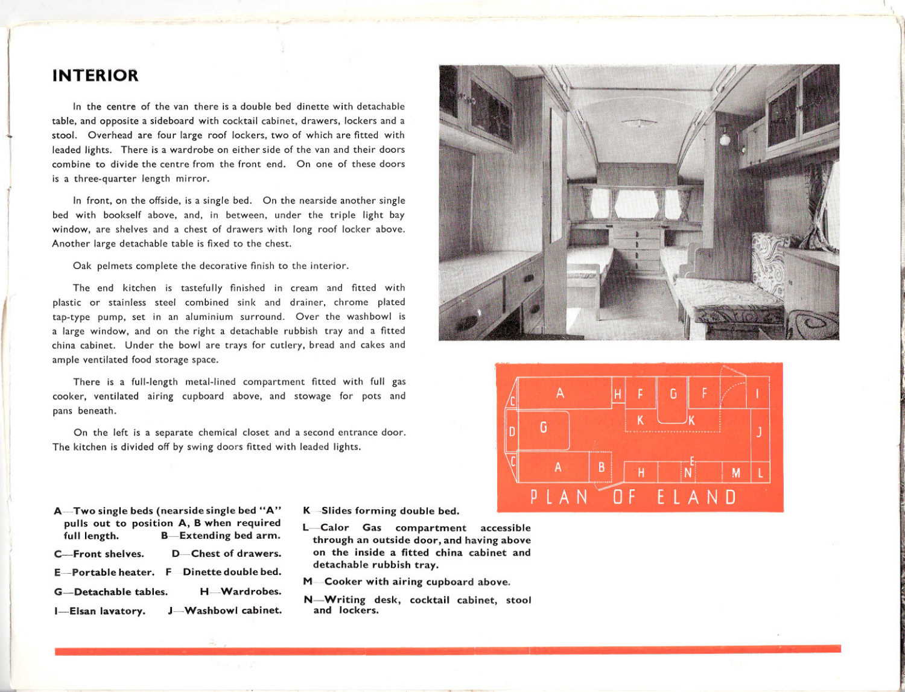# INTERIOR

In the centre of the van there is a double bed dinette with detachable table, and opposite a sideboard with cocktail cabinet, drawers, lockers and a stool. Overhead are four large roof lockers, two of which are fitted with leaded lights. There is a wardrobe on either side of the van and their doors combine to divide the centre from the front end. On one of these doors is a three-quarter length mirror.

In front, on the offside, is a single bed. On the nearside another single bed with bookself above, and, in between, under the triple light bay window, are shelves and a chest of drawers with long roof locker above. Another large detachable table is fixed to the chest.

Oak pelmets complete the decorative finish to the interior.

The end kitchen is tastefully finished in cream and fitted with plastic or stainless steel combined sink and drainer, chrome plated tap-type pump, set in an aluminium surround. Over the washbowl is a large window, and on the right a detachable rubbish tray and a fitted china cabinet. Under the bowl are trays for cutlery, bread and cakes and ample ventilated food storage space.

There is a full-length metal-lined compartment fitted with full gas cooker, ventilated airing cupboard above, and stowage for pots and pans beneath.

On the left is a separate chemical closet and a second entrance door. The kitchen is divided off by swing doors fitted with leaded lights.

PLAN OF ELAND

**A—Two single beds (nearside single bed "A" pulls out to position A, B when required full length.**

**B—Extending bed arm.**

**C—Front shelves.**

**D—Chest of drawers.**

**E—Portable heater.**

**F—Dinette double bed.**

**G—Detachable tables.**

**H—Wardrobes.**

**I—Elsan lavatory.**

**J—Washbowl cabinet.**

**K—Slides forming double bed.**

**L—Calor Gas compartment accessible through an outside door, and having above on the inside a fitted china cabinet and detachable rubbish tray.**

**M—Cooker with airing cupboard above.**

**N—Writing desk, cocktail cabinet, stool and lockers.**